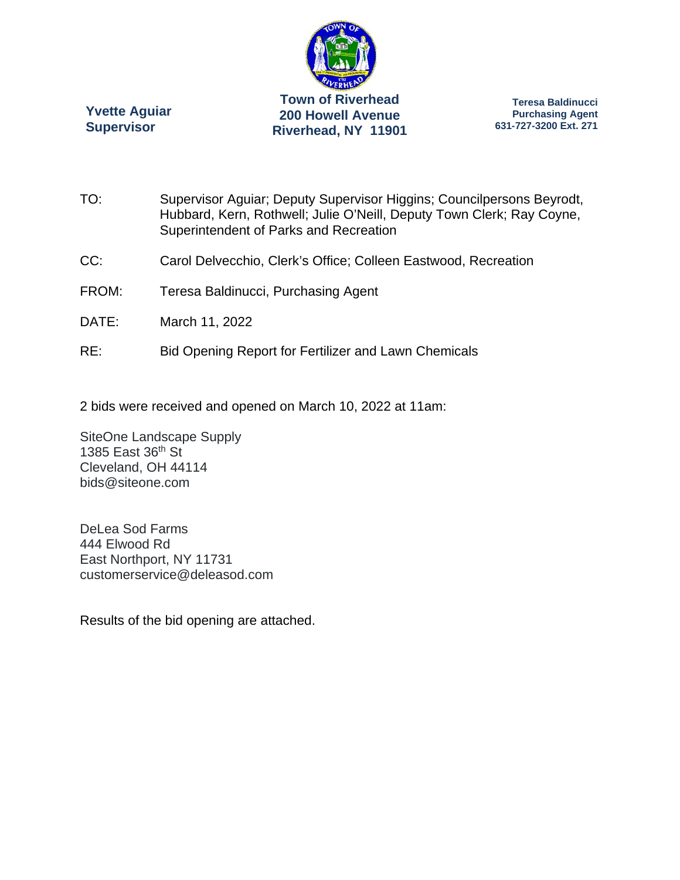**Yvette Aguiar**
**Supervisor**

**Town of Riverhead**
**200 Howell Avenue**
**Riverhead, NY 11901**

**Teresa Baldinucci**
**Purchasing Agent**
**631-727-3200 Ext. 271**

TO: Supervisor Aguiar; Deputy Supervisor Higgins; Councilpersons Beyrodt, Hubbard, Kern, Rothwell; Julie O'Neill, Deputy Town Clerk; Ray Coyne, Superintendent of Parks and Recreation

CC: Carol Delvecchio, Clerk's Office; Colleen Eastwood, Recreation

FROM: Teresa Baldinucci, Purchasing Agent

DATE: March 11, 2022

RE: Bid Opening Report for Fertilizer and Lawn Chemicals

2 bids were received and opened on March 10, 2022 at 11am:

SiteOne Landscape Supply
1385 East 36th St
Cleveland, OH 44114
bids@siteone.com

DeLea Sod Farms
444 Elwood Rd
East Northport, NY 11731
customerservice@deleasod.com

Results of the bid opening are attached.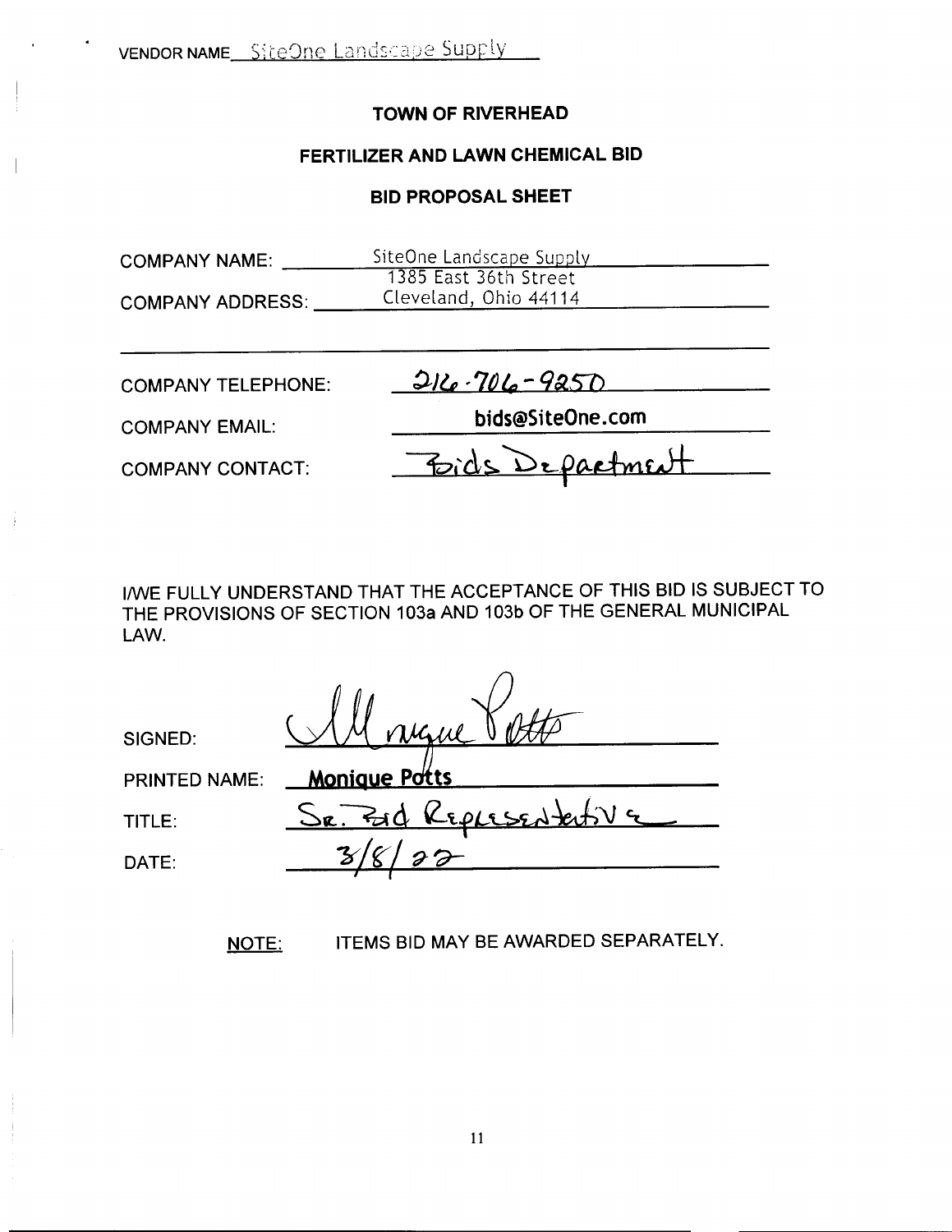VENDOR NAME SiteOne Landscape Supply

**TOWN OF RIVERHEAD**

**FERTILIZER AND LAWN CHEMICAL BID**

**BID PROPOSAL SHEET**

COMPANY NAME: SiteOne Landscape Supply

COMPANY ADDRESS: 1385 East 36th Street
Cleveland, Ohio 44114

COMPANY TELEPHONE: 216-706-9250

COMPANY EMAIL: bids@SiteOne.com

COMPANY CONTACT: Bids Department

I/WE FULLY UNDERSTAND THAT THE ACCEPTANCE OF THIS BID IS SUBJECT TO THE PROVISIONS OF SECTION 103a AND 103b OF THE GENERAL MUNICIPAL LAW.

SIGNED: Monique Potts

PRINTED NAME: Monique Potts

TITLE: Sr. Bid Representative

DATE: 3/8/22

NOTE: ITEMS BID MAY BE AWARDED SEPARATELY.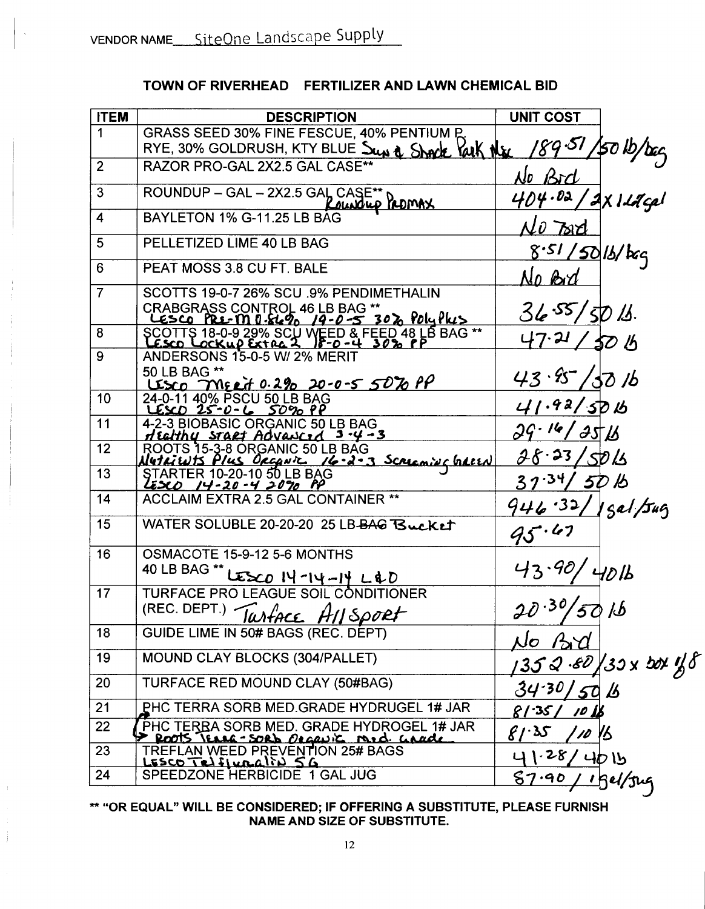VENDOR NAME SiteOne Landscape Supply

## TOWN OF RIVERHEAD FERTILIZER AND LAWN CHEMICAL BID

| ITEM | DESCRIPTION | UNIT COST |
|---|---|---|
| 1 | GRASS SEED 30% FINE FESCUE, 40% PENTIUM P. RYE, 30% GOLDRUSH, KTY BLUE Sun & Shade Park Mix | 189.51 / 50 lb/bag |
| 2 | RAZOR PRO-GAL 2X2.5 GAL CASE** | No Bid |
| 3 | ROUNDUP – GAL – 2X2.5 GAL CASE** Roundup Promax | 404.02 / 2 x 1.67 gal |
| 4 | BAYLETON 1% G-11.25 LB BAG | No Bid |
| 5 | PELLETIZED LIME 40 LB BAG | 8.51 / 50 lb/bag |
| 6 | PEAT MOSS 3.8 CU FT. BALE | No Bid |
| 7 | SCOTTS 19-0-7 26% SCU .9% PENDIMETHALIN CRABGRASS CONTROL 46 LB BAG ** Lesco Pre-M 0.56% 19-0-5 30% Poly Plus | 36.55 / 50 lb. |
| 8 | SCOTTS 18-0-9 29% SCU WEED & FEED 48 LB BAG ** Lesco Lockup Extra 2 18-0-4 30% PP | 47.21 / 50 lb |
| 9 | ANDERSONS 15-0-5 W/ 2% MERIT 50 LB BAG ** Lesco Merit 0.2% 20-0-5 50% PP | 43.95 / 50 lb |
| 10 | 24-0-11 40% PSCU 50 LB BAG Lesco 25-0-6 50% PP | 41.92 / 50 lb |
| 11 | 4-2-3 BIOBASIC ORGANIC 50 LB BAG Healthy Start Advanced 3-4-3 | 29.16 / 25 lb |
| 12 | ROOTS 15-3-8 ORGANIC 50 LB BAG Nutrients Plus Organic 16-2-3 Screaming Green | 28.23 / 50 lb |
| 13 | STARTER 10-20-10 50 LB BAG Lesco 14-20-4 20% PP | 37.34 / 50 lb |
| 14 | ACCLAIM EXTRA 2.5 GAL CONTAINER ** | 946.32 / 1 gal/jug |
| 15 | WATER SOLUBLE 20-20-20 25 LB ~~BAG~~ Bucket | 95.67 |
| 16 | OSMACOTE 15-9-12 5-6 MONTHS 40 LB BAG ** Lesco 14-14-14 L&D | 43.90 / 40 lb |
| 17 | TURFACE PRO LEAGUE SOIL CONDITIONER (REC. DEPT.) Turface All Sport | 20.30 / 50 lb |
| 18 | GUIDE LIME IN 50# BAGS (REC. DEPT) | No Bid |
| 19 | MOUND CLAY BLOCKS (304/PALLET) | 1352.80 / 32 x box 1/8 |
| 20 | TURFACE RED MOUND CLAY (50#BAG) | 34.30 / 50 lb |
| 21 | PHC TERRA SORB MED.GRADE HYDRUGEL 1# JAR | 81.35 / 10 lb |
| 22 | PHC TERRA SORB MED. GRADE HYDROGEL 1# JAR → Roots Terra-Sorb Organic Med. Grade | 81.35 / 10 lb |
| 23 | TREFLAN WEED PREVENTION 25# BAGS Lesco Trifluralin 5G | 41.28 / 40 lb |
| 24 | SPEEDZONE HERBICIDE 1 GAL JUG | 87.90 / 1 gal/jug |

**** "OR EQUAL" WILL BE CONSIDERED; IF OFFERING A SUBSTITUTE, PLEASE FURNISH NAME AND SIZE OF SUBSTITUTE.**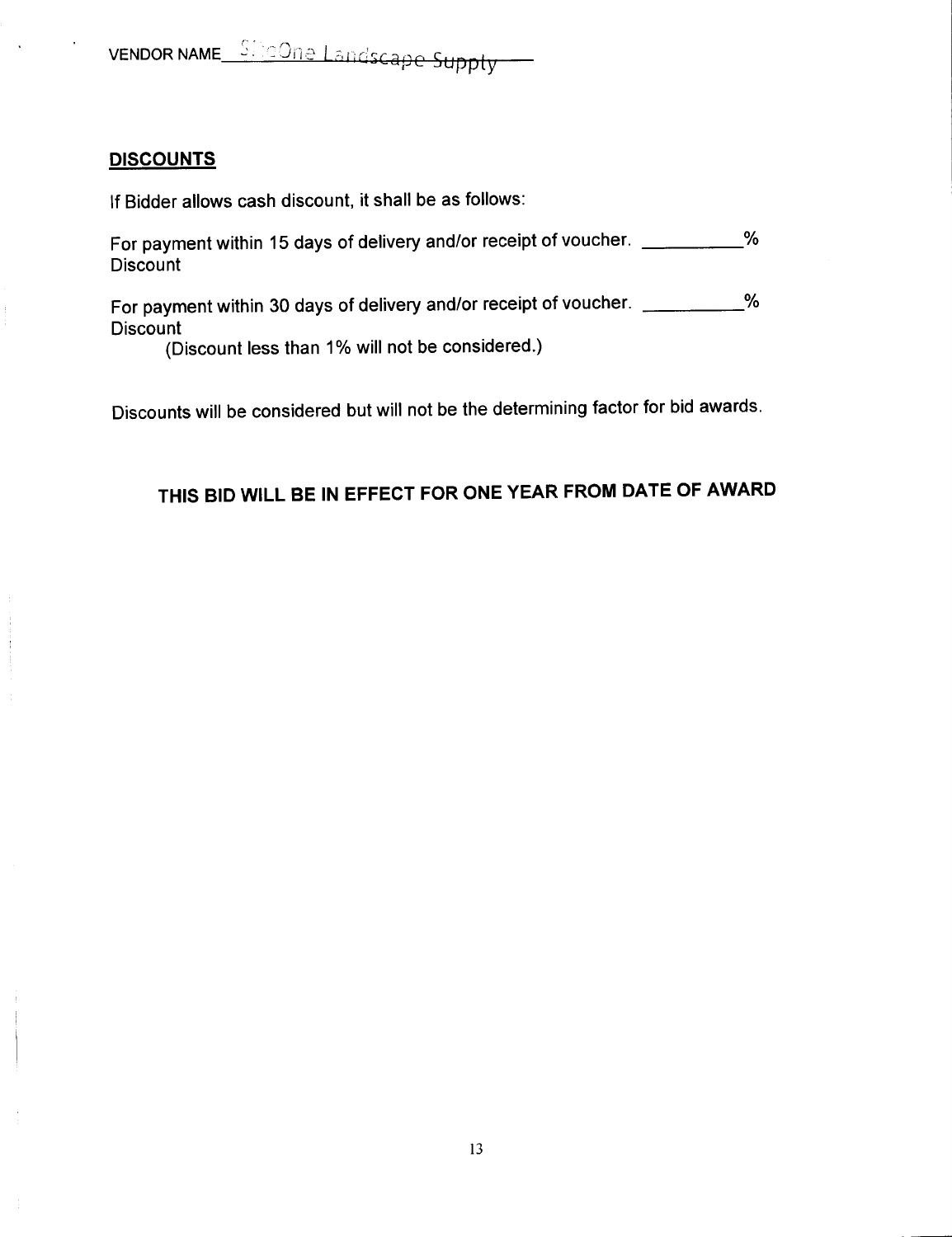VENDOR NAME SiteOne Landscape Supply

## DISCOUNTS

If Bidder allows cash discount, it shall be as follows:

For payment within 15 days of delivery and/or receipt of voucher. __________% Discount

For payment within 30 days of delivery and/or receipt of voucher. __________% Discount

(Discount less than 1% will not be considered.)

Discounts will be considered but will not be the determining factor for bid awards.

**THIS BID WILL BE IN EFFECT FOR ONE YEAR FROM DATE OF AWARD**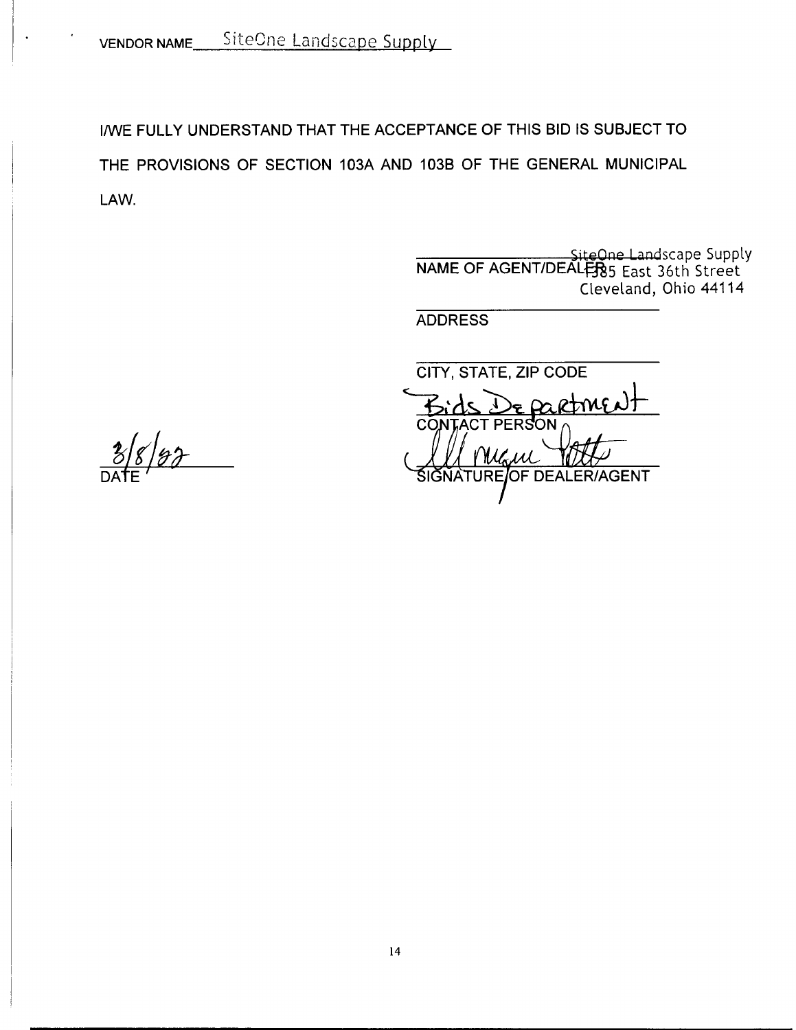VENDOR NAME SiteOne Landscape Supply

I/WE FULLY UNDERSTAND THAT THE ACCEPTANCE OF THIS BID IS SUBJECT TO THE PROVISIONS OF SECTION 103A AND 103B OF THE GENERAL MUNICIPAL LAW.

SiteOne Landscape Supply
1385 East 36th Street
Cleveland, Ohio 44114

NAME OF AGENT/DEALER

ADDRESS

CITY, STATE, ZIP CODE

Bids Department
CONTACT PERSON

[signature]
SIGNATURE OF DEALER/AGENT

3/8/22
DATE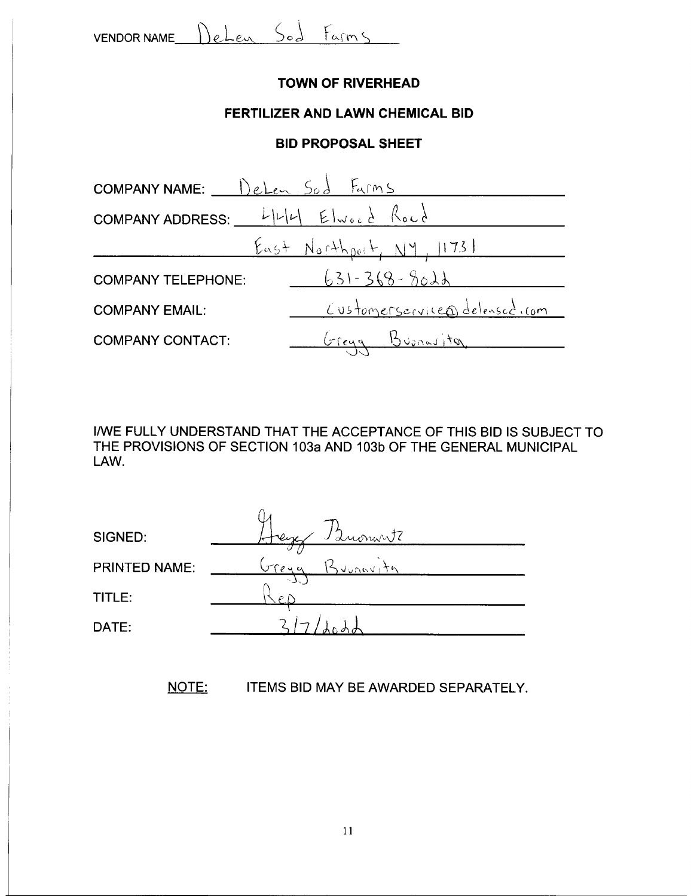VENDOR NAME DeLea Sod Farms

**TOWN OF RIVERHEAD**

**FERTILIZER AND LAWN CHEMICAL BID**

**BID PROPOSAL SHEET**

COMPANY NAME: DeLea Sod Farms

COMPANY ADDRESS: 444 Elwood Road

East Northport, NY, 11731

COMPANY TELEPHONE: 631-368-8022

COMPANY EMAIL: customerservice@deleasod.com

COMPANY CONTACT: Gregg Buonavita

I/WE FULLY UNDERSTAND THAT THE ACCEPTANCE OF THIS BID IS SUBJECT TO THE PROVISIONS OF SECTION 103a AND 103b OF THE GENERAL MUNICIPAL LAW.

SIGNED: Gregg Buonavitz

PRINTED NAME: Gregg Buonavita

TITLE: Rep

DATE: 3/7/2022

NOTE: ITEMS BID MAY BE AWARDED SEPARATELY.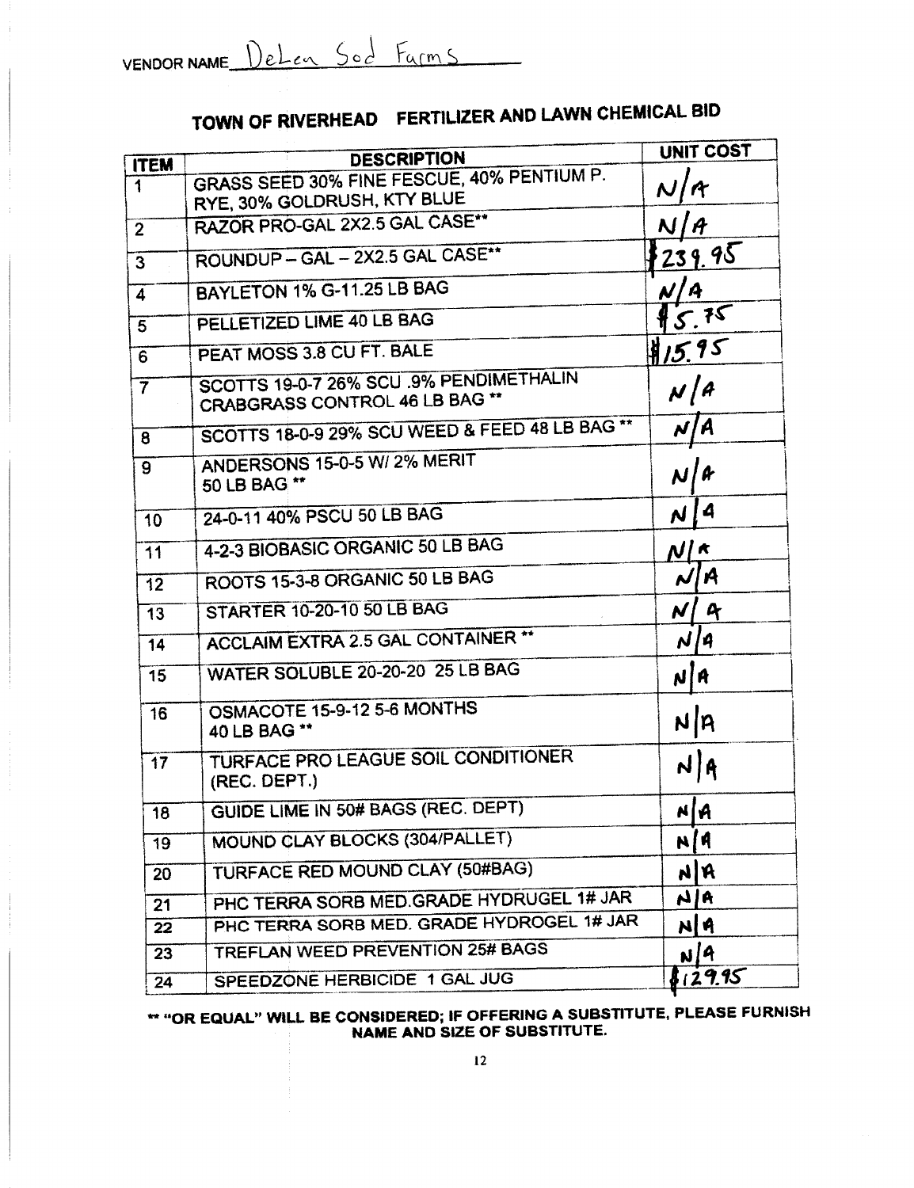VENDOR NAME DeLea Sod Farms

## TOWN OF RIVERHEAD FERTILIZER AND LAWN CHEMICAL BID

| ITEM | DESCRIPTION | UNIT COST |
|---|---|---|
| 1 | GRASS SEED 30% FINE FESCUE, 40% PENTIUM P. RYE, 30% GOLDRUSH, KTY BLUE | N/A |
| 2 | RAZOR PRO-GAL 2X2.5 GAL CASE** | N/A |
| 3 | ROUNDUP – GAL – 2X2.5 GAL CASE** | $239.95 |
| 4 | BAYLETON 1% G-11.25 LB BAG | N/A |
| 5 | PELLETIZED LIME 40 LB BAG | $5.75 |
| 6 | PEAT MOSS 3.8 CU FT. BALE | $15.95 |
| 7 | SCOTTS 19-0-7 26% SCU .9% PENDIMETHALIN CRABGRASS CONTROL 46 LB BAG ** | N/A |
| 8 | SCOTTS 18-0-9 29% SCU WEED & FEED 48 LB BAG ** | N/A |
| 9 | ANDERSONS 15-0-5 W/ 2% MERIT 50 LB BAG ** | N/A |
| 10 | 24-0-11 40% PSCU 50 LB BAG | N/A |
| 11 | 4-2-3 BIOBASIC ORGANIC 50 LB BAG | N/A |
| 12 | ROOTS 15-3-8 ORGANIC 50 LB BAG | N/A |
| 13 | STARTER 10-20-10 50 LB BAG | N/A |
| 14 | ACCLAIM EXTRA 2.5 GAL CONTAINER ** | N/A |
| 15 | WATER SOLUBLE 20-20-20 25 LB BAG | N/A |
| 16 | OSMACOTE 15-9-12 5-6 MONTHS 40 LB BAG ** | N/A |
| 17 | TURFACE PRO LEAGUE SOIL CONDITIONER (REC. DEPT.) | N/A |
| 18 | GUIDE LIME IN 50# BAGS (REC. DEPT) | N/A |
| 19 | MOUND CLAY BLOCKS (304/PALLET) | N/A |
| 20 | TURFACE RED MOUND CLAY (50#BAG) | N/A |
| 21 | PHC TERRA SORB MED.GRADE HYDRUGEL 1# JAR | N/A |
| 22 | PHC TERRA SORB MED. GRADE HYDROGEL 1# JAR | N/A |
| 23 | TREFLAN WEED PREVENTION 25# BAGS | N/A |
| 24 | SPEEDZONE HERBICIDE 1 GAL JUG | $129.95 |

** "OR EQUAL" WILL BE CONSIDERED; IF OFFERING A SUBSTITUTE, PLEASE FURNISH NAME AND SIZE OF SUBSTITUTE.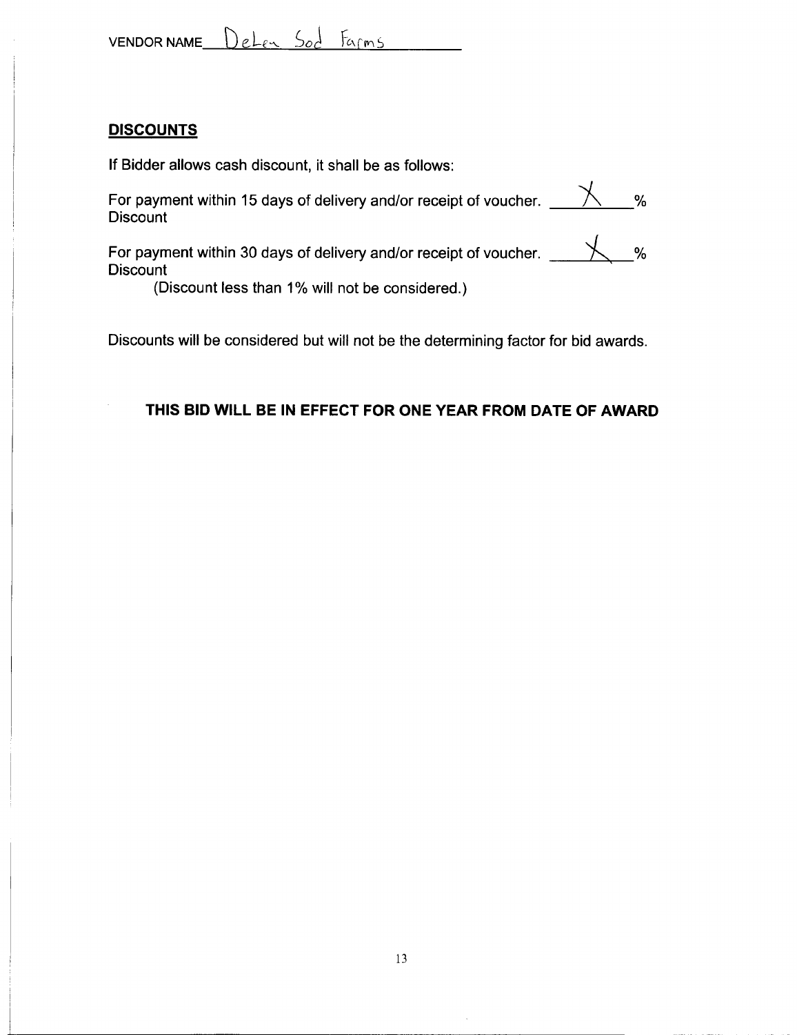VENDOR NAME DeLeon Sod Farms

**DISCOUNTS**

If Bidder allows cash discount, it shall be as follows:

For payment within 15 days of delivery and/or receipt of voucher. X %
Discount

For payment within 30 days of delivery and/or receipt of voucher. X %
Discount
(Discount less than 1% will not be considered.)

Discounts will be considered but will not be the determining factor for bid awards.

**THIS BID WILL BE IN EFFECT FOR ONE YEAR FROM DATE OF AWARD**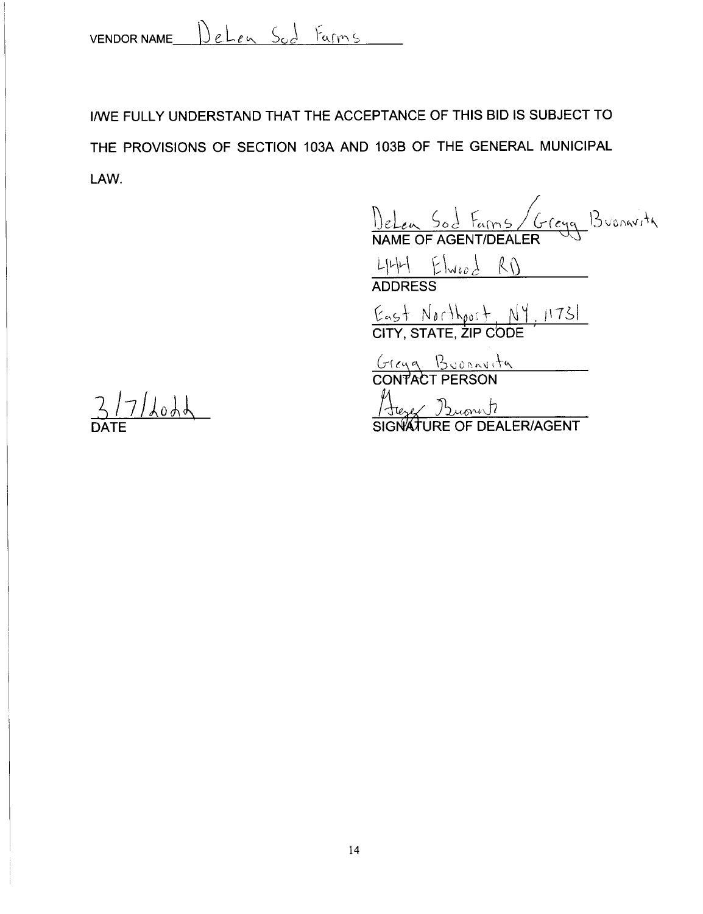VENDOR NAME DeLea Sod Farms

I/WE FULLY UNDERSTAND THAT THE ACCEPTANCE OF THIS BID IS SUBJECT TO THE PROVISIONS OF SECTION 103A AND 103B OF THE GENERAL MUNICIPAL LAW.

DeLea Sod Farms / Gregg Buonavita
NAME OF AGENT/DEALER

444 Elwood RD
ADDRESS

East Northport, NY, 11731
CITY, STATE, ZIP CODE

Gregg Buonavita
CONTACT PERSON

3/7/2022
DATE

Gregg Buonavita
SIGNATURE OF DEALER/AGENT